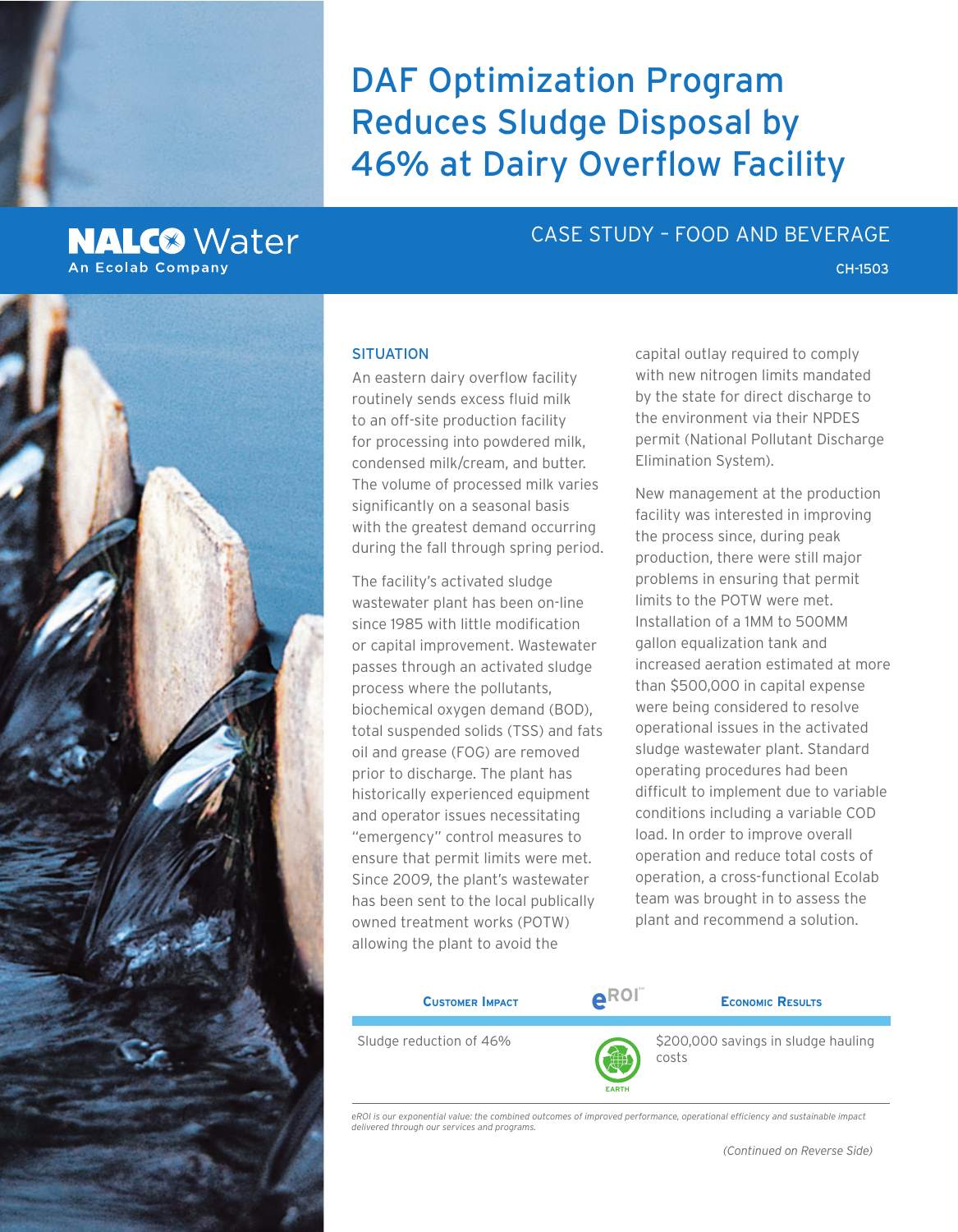# DAF Optimization Program Reduces Sludge Disposal by 46% at Dairy Overflow Facility

NALCO Water
An Ecolab Company

## CASE STUDY – FOOD AND BEVERAGE

CH-1503

### SITUATION

An eastern dairy overflow facility routinely sends excess fluid milk to an off-site production facility for processing into powdered milk, condensed milk/cream, and butter. The volume of processed milk varies significantly on a seasonal basis with the greatest demand occurring during the fall through spring period.

The facility's activated sludge wastewater plant has been on-line since 1985 with little modification or capital improvement. Wastewater passes through an activated sludge process where the pollutants, biochemical oxygen demand (BOD), total suspended solids (TSS) and fats oil and grease (FOG) are removed prior to discharge. The plant has historically experienced equipment and operator issues necessitating "emergency" control measures to ensure that permit limits were met. Since 2009, the plant's wastewater has been sent to the local publically owned treatment works (POTW) allowing the plant to avoid the capital outlay required to comply with new nitrogen limits mandated by the state for direct discharge to the environment via their NPDES permit (National Pollutant Discharge Elimination System).

New management at the production facility was interested in improving the process since, during peak production, there were still major problems in ensuring that permit limits to the POTW were met. Installation of a 1MM to 500MM gallon equalization tank and increased aeration estimated at more than $500,000 in capital expense were being considered to resolve operational issues in the activated sludge wastewater plant. Standard operating procedures had been difficult to implement due to variable conditions including a variable COD load. In order to improve overall operation and reduce total costs of operation, a cross-functional Ecolab team was brought in to assess the plant and recommend a solution.

| CUSTOMER IMPACT | eROI™ | ECONOMIC RESULTS |
|---|---|---|
| Sludge reduction of 46% | EARTH | $200,000 savings in sludge hauling costs |

*eROI is our exponential value: the combined outcomes of improved performance, operational efficiency and sustainable impact delivered through our services and programs.*

*(Continued on Reverse Side)*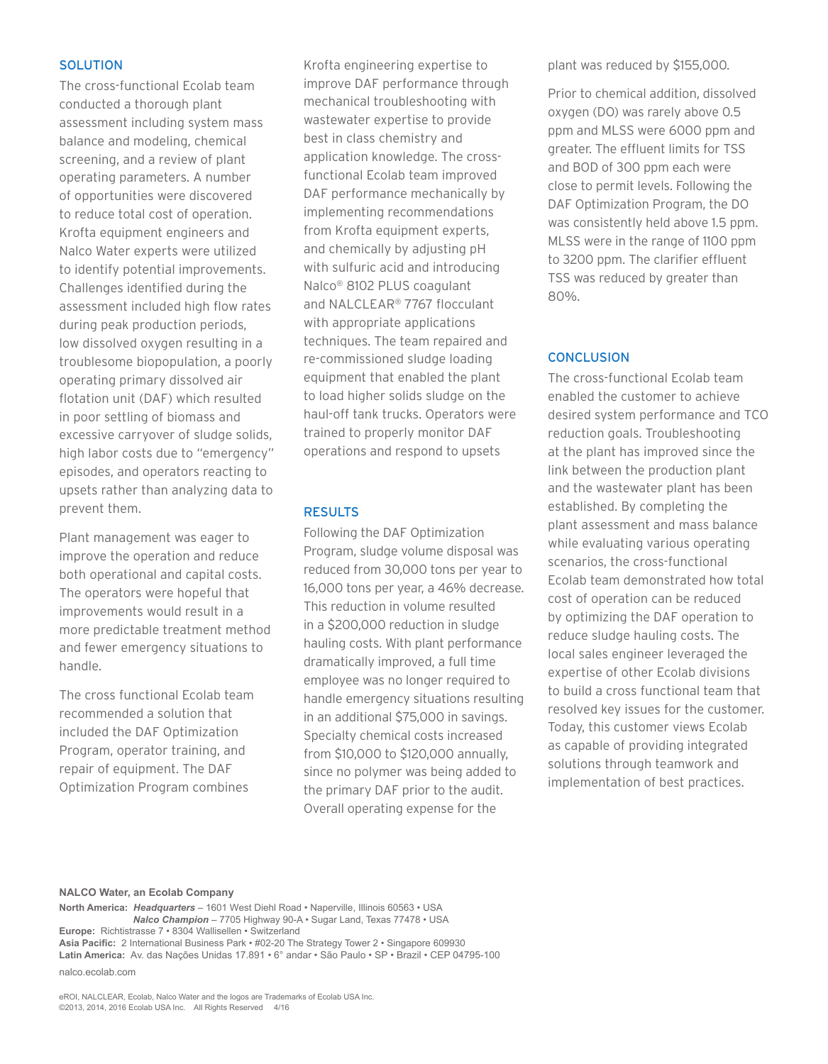## SOLUTION

The cross-functional Ecolab team conducted a thorough plant assessment including system mass balance and modeling, chemical screening, and a review of plant operating parameters. A number of opportunities were discovered to reduce total cost of operation. Krofta equipment engineers and Nalco Water experts were utilized to identify potential improvements. Challenges identified during the assessment included high flow rates during peak production periods, low dissolved oxygen resulting in a troublesome biopopulation, a poorly operating primary dissolved air flotation unit (DAF) which resulted in poor settling of biomass and excessive carryover of sludge solids, high labor costs due to "emergency" episodes, and operators reacting to upsets rather than analyzing data to prevent them.

Plant management was eager to improve the operation and reduce both operational and capital costs. The operators were hopeful that improvements would result in a more predictable treatment method and fewer emergency situations to handle.

The cross functional Ecolab team recommended a solution that included the DAF Optimization Program, operator training, and repair of equipment. The DAF Optimization Program combines Krofta engineering expertise to improve DAF performance through mechanical troubleshooting with wastewater expertise to provide best in class chemistry and application knowledge. The cross-functional Ecolab team improved DAF performance mechanically by implementing recommendations from Krofta equipment experts, and chemically by adjusting pH with sulfuric acid and introducing Nalco® 8102 PLUS coagulant and NALCLEAR® 7767 flocculant with appropriate applications techniques. The team repaired and re-commissioned sludge loading equipment that enabled the plant to load higher solids sludge on the haul-off tank trucks. Operators were trained to properly monitor DAF operations and respond to upsets

## RESULTS

Following the DAF Optimization Program, sludge volume disposal was reduced from 30,000 tons per year to 16,000 tons per year, a 46% decrease. This reduction in volume resulted in a $200,000 reduction in sludge hauling costs. With plant performance dramatically improved, a full time employee was no longer required to handle emergency situations resulting in an additional $75,000 in savings. Specialty chemical costs increased from $10,000 to $120,000 annually, since no polymer was being added to the primary DAF prior to the audit. Overall operating expense for the plant was reduced by $155,000.

Prior to chemical addition, dissolved oxygen (DO) was rarely above 0.5 ppm and MLSS were 6000 ppm and greater. The effluent limits for TSS and BOD of 300 ppm each were close to permit levels. Following the DAF Optimization Program, the DO was consistently held above 1.5 ppm. MLSS were in the range of 1100 ppm to 3200 ppm. The clarifier effluent TSS was reduced by greater than 80%.

## CONCLUSION

The cross-functional Ecolab team enabled the customer to achieve desired system performance and TCO reduction goals. Troubleshooting at the plant has improved since the link between the production plant and the wastewater plant has been established. By completing the plant assessment and mass balance while evaluating various operating scenarios, the cross-functional Ecolab team demonstrated how total cost of operation can be reduced by optimizing the DAF operation to reduce sludge hauling costs. The local sales engineer leveraged the expertise of other Ecolab divisions to build a cross functional team that resolved key issues for the customer. Today, this customer views Ecolab as capable of providing integrated solutions through teamwork and implementation of best practices.

**NALCO Water, an Ecolab Company**

**North America:** ***Headquarters*** – 1601 West Diehl Road • Naperville, Illinois 60563 • USA
***Nalco Champion*** – 7705 Highway 90-A • Sugar Land, Texas 77478 • USA
**Europe:** Richtistrasse 7 • 8304 Wallisellen • Switzerland
**Asia Pacific:** 2 International Business Park • #02-20 The Strategy Tower 2 • Singapore 609930
**Latin America:** Av. das Nações Unidas 17.891 • 6° andar • São Paulo • SP • Brazil • CEP 04795-100

nalco.ecolab.com

eROI, NALCLEAR, Ecolab, Nalco Water and the logos are Trademarks of Ecolab USA Inc.
©2013, 2014, 2016 Ecolab USA Inc. All Rights Reserved 4/16